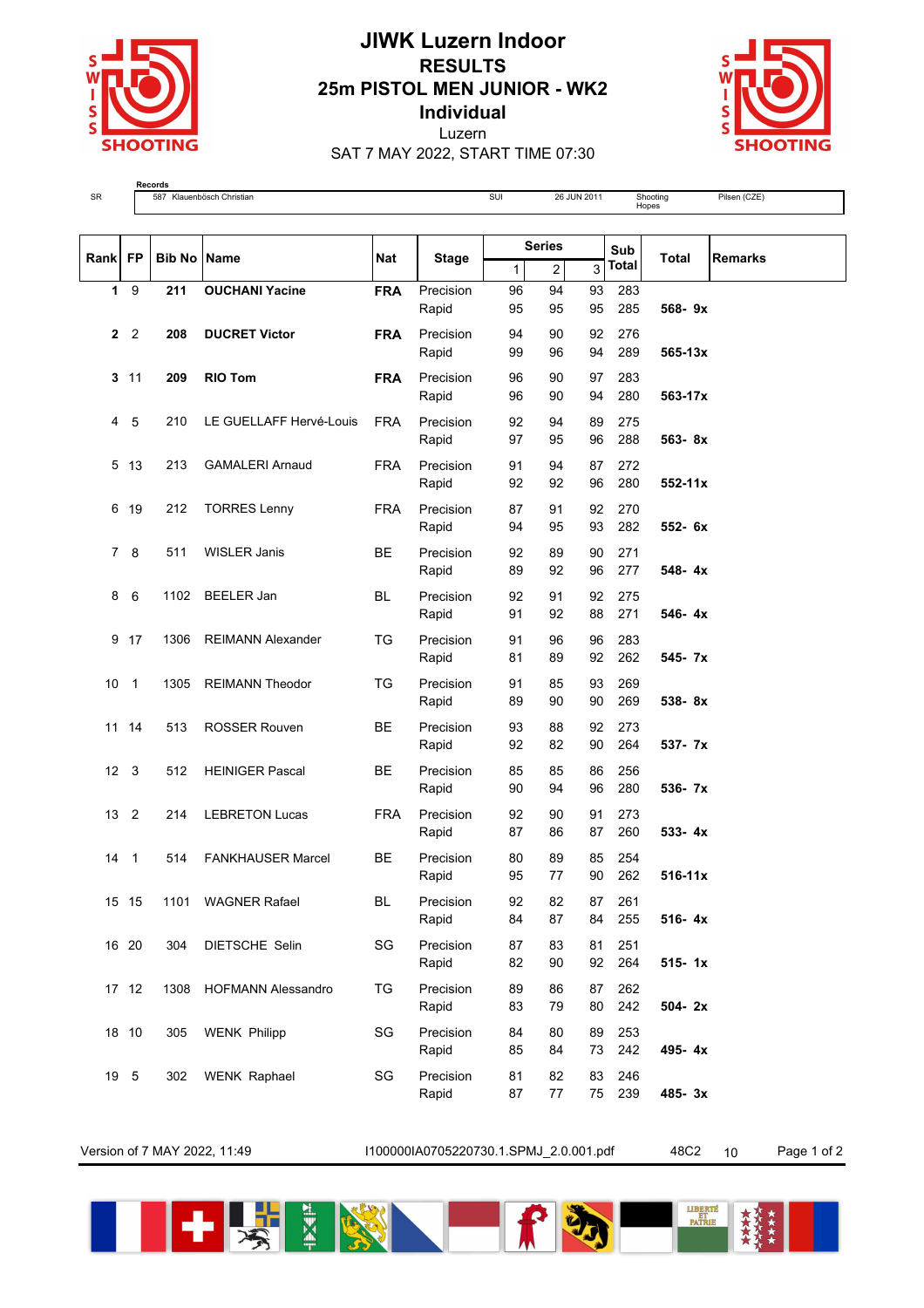# JIWK Luzern Indoor

## RESULTS

## 25m PISTOL MEN JUNIOR - WK2

## Individual

Luzern

SAT 7 MAY 2022, START TIME 07:30

| | Records | | | | |
|---|---|---|---|---|---|
| SR | 587 Klauenbösch Christian | SUI | 26 JUN 2011 | Shooting Hopes | Pilsen (CZE) |

| Rank | FP | Bib No | Name | Nat | Stage | Series 1 | 2 | 3 | Sub Total | Total | Remarks |
|---|---|---|---|---|---|---|---|---|---|---|---|
| **1** | 9 | **211** | **OUCHANI Yacine** | **FRA** | Precision | 96 | 94 | 93 | 283 | | |
| | | | | | Rapid | 95 | 95 | 95 | 285 | **568- 9x** | |
| **2** | 2 | **208** | **DUCRET Victor** | **FRA** | Precision | 94 | 90 | 92 | 276 | | |
| | | | | | Rapid | 99 | 96 | 94 | 289 | **565-13x** | |
| **3** | 11 | **209** | **RIO Tom** | **FRA** | Precision | 96 | 90 | 97 | 283 | | |
| | | | | | Rapid | 96 | 90 | 94 | 280 | **563-17x** | |
| 4 | 5 | 210 | LE GUELLAFF Hervé-Louis | FRA | Precision | 92 | 94 | 89 | 275 | | |
| | | | | | Rapid | 97 | 95 | 96 | 288 | **563- 8x** | |
| 5 | 13 | 213 | GAMALERI Arnaud | FRA | Precision | 91 | 94 | 87 | 272 | | |
| | | | | | Rapid | 92 | 92 | 96 | 280 | **552-11x** | |
| 6 | 19 | 212 | TORRES Lenny | FRA | Precision | 87 | 91 | 92 | 270 | | |
| | | | | | Rapid | 94 | 95 | 93 | 282 | **552- 6x** | |
| 7 | 8 | 511 | WISLER Janis | BE | Precision | 92 | 89 | 90 | 271 | | |
| | | | | | Rapid | 89 | 92 | 96 | 277 | **548- 4x** | |
| 8 | 6 | 1102 | BEELER Jan | BL | Precision | 92 | 91 | 92 | 275 | | |
| | | | | | Rapid | 91 | 92 | 88 | 271 | **546- 4x** | |
| 9 | 17 | 1306 | REIMANN Alexander | TG | Precision | 91 | 96 | 96 | 283 | | |
| | | | | | Rapid | 81 | 89 | 92 | 262 | **545- 7x** | |
| 10 | 1 | 1305 | REIMANN Theodor | TG | Precision | 91 | 85 | 93 | 269 | | |
| | | | | | Rapid | 89 | 90 | 90 | 269 | **538- 8x** | |
| 11 | 14 | 513 | ROSSER Rouven | BE | Precision | 93 | 88 | 92 | 273 | | |
| | | | | | Rapid | 92 | 82 | 90 | 264 | **537- 7x** | |
| 12 | 3 | 512 | HEINIGER Pascal | BE | Precision | 85 | 85 | 86 | 256 | | |
| | | | | | Rapid | 90 | 94 | 96 | 280 | **536- 7x** | |
| 13 | 2 | 214 | LEBRETON Lucas | FRA | Precision | 92 | 90 | 91 | 273 | | |
| | | | | | Rapid | 87 | 86 | 87 | 260 | **533- 4x** | |
| 14 | 1 | 514 | FANKHAUSER Marcel | BE | Precision | 80 | 89 | 85 | 254 | | |
| | | | | | Rapid | 95 | 77 | 90 | 262 | **516-11x** | |
| 15 | 15 | 1101 | WAGNER Rafael | BL | Precision | 92 | 82 | 87 | 261 | | |
| | | | | | Rapid | 84 | 87 | 84 | 255 | **516- 4x** | |
| 16 | 20 | 304 | DIETSCHE Selin | SG | Precision | 87 | 83 | 81 | 251 | | |
| | | | | | Rapid | 82 | 90 | 92 | 264 | **515- 1x** | |
| 17 | 12 | 1308 | HOFMANN Alessandro | TG | Precision | 89 | 86 | 87 | 262 | | |
| | | | | | Rapid | 83 | 79 | 80 | 242 | **504- 2x** | |
| 18 | 10 | 305 | WENK Philipp | SG | Precision | 84 | 80 | 89 | 253 | | |
| | | | | | Rapid | 85 | 84 | 73 | 242 | **495- 4x** | |
| 19 | 5 | 302 | WENK Raphael | SG | Precision | 81 | 82 | 83 | 246 | | |
| | | | | | Rapid | 87 | 77 | 75 | 239 | **485- 3x** | |

Version of 7 MAY 2022, 11:49 I100000IA0705220730.1.SPMJ_2.0.001.pdf 48C2 10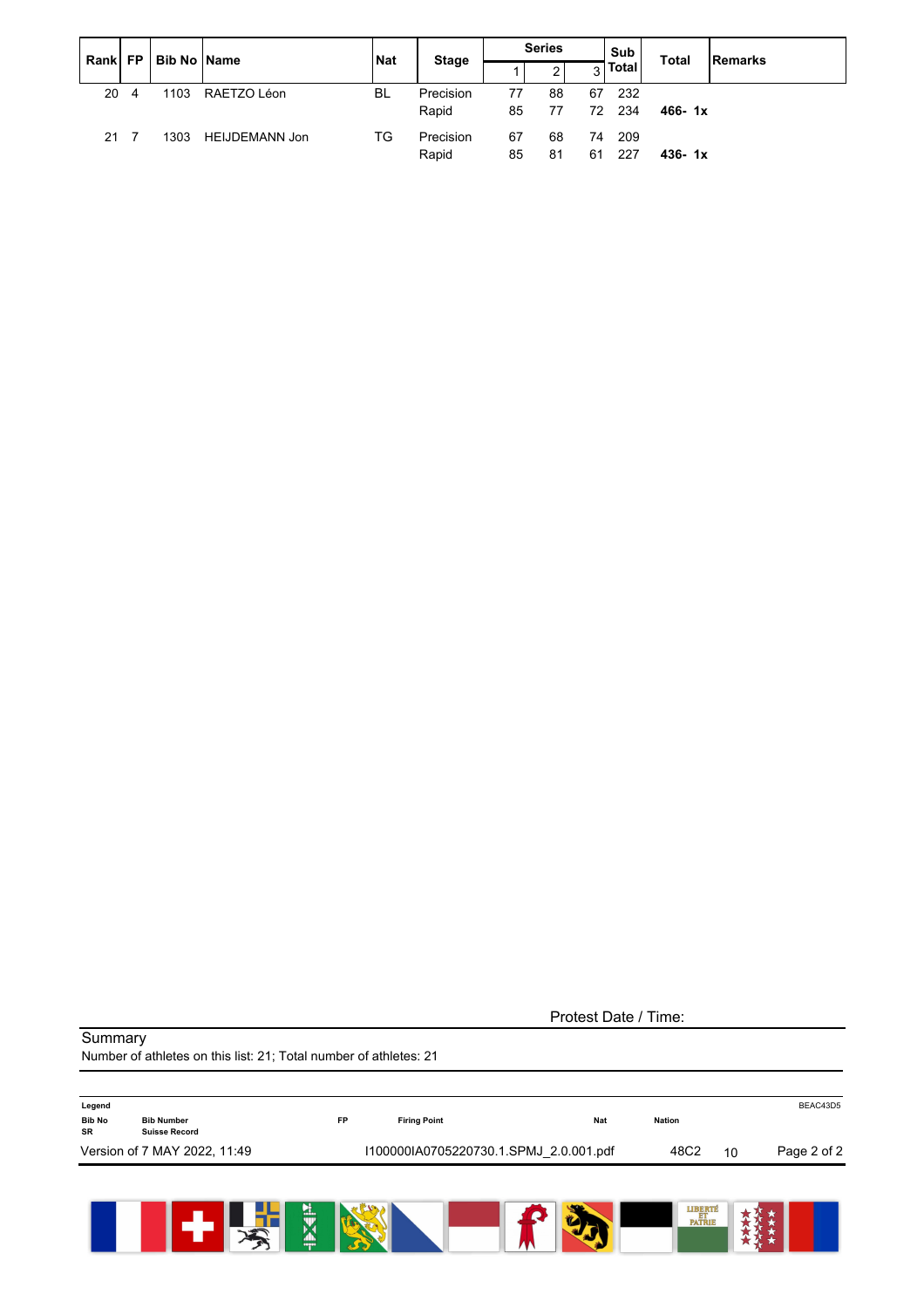| Rank | FP | Bib No | Name | Nat | Stage | Series 1 | Series 2 | Series 3 | Sub Total | Total | Remarks |
|---|---|---|---|---|---|---|---|---|---|---|---|
| 20 | 4 | 1103 | RAETZO Léon | BL | Precision | 77 | 88 | 67 | 232 | | |
| | | | | | Rapid | 85 | 77 | 72 | 234 | **466- 1x** | |
| 21 | 7 | 1303 | HEIJDEMANN Jon | TG | Precision | 67 | 68 | 74 | 209 | | |
| | | | | | Rapid | 85 | 81 | 61 | 227 | **436- 1x** | |

Protest Date / Time:

Summary

Number of athletes on this list: 21; Total number of athletes: 21

**Legend**

| | | | | | |
|---|---|---|---|---|---|
| **Bib No** | **Bib Number** | **FP** | **Firing Point** | **Nat** | **Nation** |
| **SR** | **Suisse Record** | | | | |

BEAC43D5

Version of 7 MAY 2022, 11:49 I100000IA0705220730.1.SPMJ_2.0.001.pdf 48C2 10